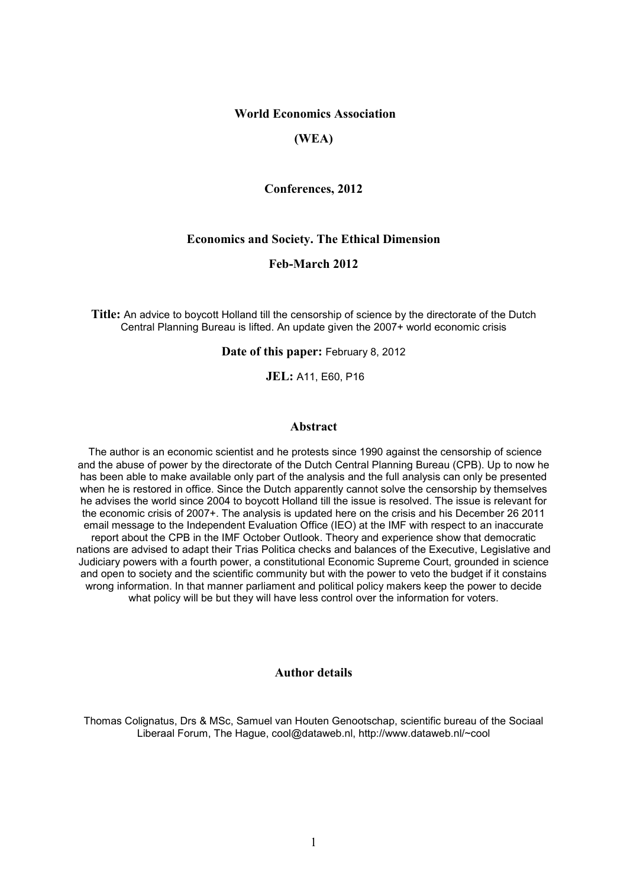**World Economics Association**

**(WEA)**

**Conferences, 2012**

**Economics and Society. The Ethical Dimension**

**Feb-March 2012**

**Title:** An advice to boycott Holland till the censorship of science by the directorate of the Dutch Central Planning Bureau is lifted. An update given the 2007+ world economic crisis

**Date of this paper:** February 8, 2012

**JEL:** A11, E60, P16

## Abstract

The author is an economic scientist and he protests since 1990 against the censorship of science and the abuse of power by the directorate of the Dutch Central Planning Bureau (CPB). Up to now he has been able to make available only part of the analysis and the full analysis can only be presented when he is restored in office. Since the Dutch apparently cannot solve the censorship by themselves he advises the world since 2004 to boycott Holland till the issue is resolved. The issue is relevant for the economic crisis of 2007+. The analysis is updated here on the crisis and his December 26 2011 email message to the Independent Evaluation Office (IEO) at the IMF with respect to an inaccurate report about the CPB in the IMF October Outlook. Theory and experience show that democratic nations are advised to adapt their Trias Politica checks and balances of the Executive, Legislative and Judiciary powers with a fourth power, a constitutional Economic Supreme Court, grounded in science and open to society and the scientific community but with the power to veto the budget if it constains wrong information. In that manner parliament and political policy makers keep the power to decide what policy will be but they will have less control over the information for voters.

## Author details

Thomas Colignatus, Drs & MSc, Samuel van Houten Genootschap, scientific bureau of the Sociaal Liberaal Forum, The Hague, cool@dataweb.nl, http://www.dataweb.nl/~cool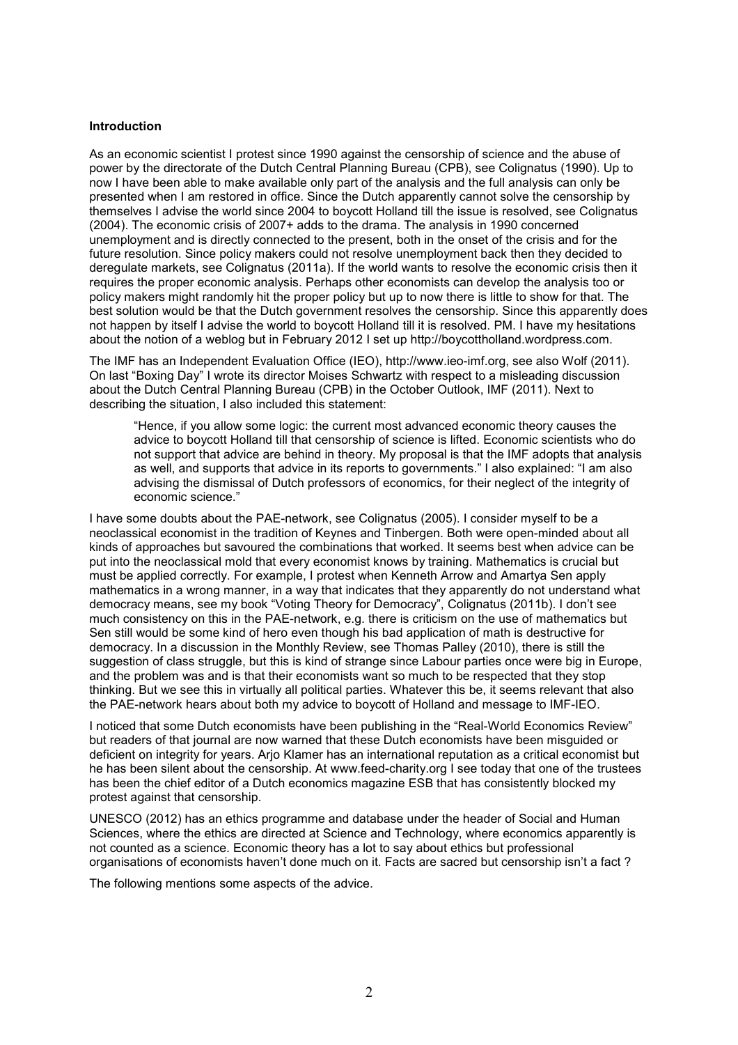**Introduction**

As an economic scientist I protest since 1990 against the censorship of science and the abuse of power by the directorate of the Dutch Central Planning Bureau (CPB), see Colignatus (1990). Up to now I have been able to make available only part of the analysis and the full analysis can only be presented when I am restored in office. Since the Dutch apparently cannot solve the censorship by themselves I advise the world since 2004 to boycott Holland till the issue is resolved, see Colignatus (2004). The economic crisis of 2007+ adds to the drama. The analysis in 1990 concerned unemployment and is directly connected to the present, both in the onset of the crisis and for the future resolution. Since policy makers could not resolve unemployment back then they decided to deregulate markets, see Colignatus (2011a). If the world wants to resolve the economic crisis then it requires the proper economic analysis. Perhaps other economists can develop the analysis too or policy makers might randomly hit the proper policy but up to now there is little to show for that. The best solution would be that the Dutch government resolves the censorship. Since this apparently does not happen by itself I advise the world to boycott Holland till it is resolved. PM. I have my hesitations about the notion of a weblog but in February 2012 I set up http://boycottholland.wordpress.com.

The IMF has an Independent Evaluation Office (IEO), http://www.ieo-imf.org, see also Wolf (2011). On last "Boxing Day" I wrote its director Moises Schwartz with respect to a misleading discussion about the Dutch Central Planning Bureau (CPB) in the October Outlook, IMF (2011). Next to describing the situation, I also included this statement:

> "Hence, if you allow some logic: the current most advanced economic theory causes the advice to boycott Holland till that censorship of science is lifted. Economic scientists who do not support that advice are behind in theory. My proposal is that the IMF adopts that analysis as well, and supports that advice in its reports to governments." I also explained: "I am also advising the dismissal of Dutch professors of economics, for their neglect of the integrity of economic science."

I have some doubts about the PAE-network, see Colignatus (2005). I consider myself to be a neoclassical economist in the tradition of Keynes and Tinbergen. Both were open-minded about all kinds of approaches but savoured the combinations that worked. It seems best when advice can be put into the neoclassical mold that every economist knows by training. Mathematics is crucial but must be applied correctly. For example, I protest when Kenneth Arrow and Amartya Sen apply mathematics in a wrong manner, in a way that indicates that they apparently do not understand what democracy means, see my book "Voting Theory for Democracy", Colignatus (2011b). I don't see much consistency on this in the PAE-network, e.g. there is criticism on the use of mathematics but Sen still would be some kind of hero even though his bad application of math is destructive for democracy. In a discussion in the Monthly Review, see Thomas Palley (2010), there is still the suggestion of class struggle, but this is kind of strange since Labour parties once were big in Europe, and the problem was and is that their economists want so much to be respected that they stop thinking. But we see this in virtually all political parties. Whatever this be, it seems relevant that also the PAE-network hears about both my advice to boycott of Holland and message to IMF-IEO.

I noticed that some Dutch economists have been publishing in the "Real-World Economics Review" but readers of that journal are now warned that these Dutch economists have been misguided or deficient on integrity for years. Arjo Klamer has an international reputation as a critical economist but he has been silent about the censorship. At www.feed-charity.org I see today that one of the trustees has been the chief editor of a Dutch economics magazine ESB that has consistently blocked my protest against that censorship.

UNESCO (2012) has an ethics programme and database under the header of Social and Human Sciences, where the ethics are directed at Science and Technology, where economics apparently is not counted as a science. Economic theory has a lot to say about ethics but professional organisations of economists haven't done much on it. Facts are sacred but censorship isn't a fact ?

The following mentions some aspects of the advice.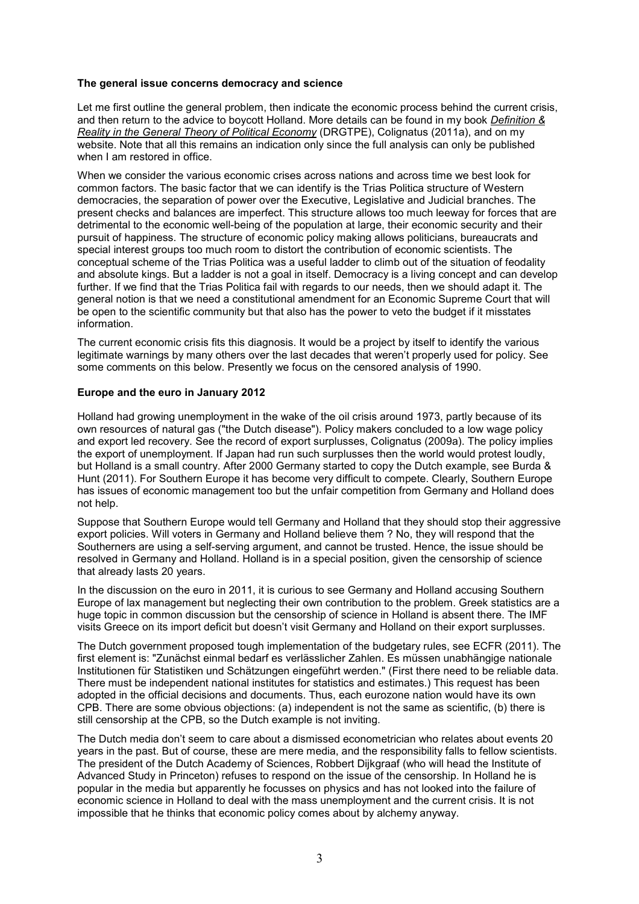### The general issue concerns democracy and science

Let me first outline the general problem, then indicate the economic process behind the current crisis, and then return to the advice to boycott Holland. More details can be found in my book *Definition & Reality in the General Theory of Political Economy* (DRGTPE), Colignatus (2011a), and on my website. Note that all this remains an indication only since the full analysis can only be published when I am restored in office.

When we consider the various economic crises across nations and across time we best look for common factors. The basic factor that we can identify is the Trias Politica structure of Western democracies, the separation of power over the Executive, Legislative and Judicial branches. The present checks and balances are imperfect. This structure allows too much leeway for forces that are detrimental to the economic well-being of the population at large, their economic security and their pursuit of happiness. The structure of economic policy making allows politicians, bureaucrats and special interest groups too much room to distort the contribution of economic scientists. The conceptual scheme of the Trias Politica was a useful ladder to climb out of the situation of feodality and absolute kings. But a ladder is not a goal in itself. Democracy is a living concept and can develop further. If we find that the Trias Politica fail with regards to our needs, then we should adapt it. The general notion is that we need a constitutional amendment for an Economic Supreme Court that will be open to the scientific community but that also has the power to veto the budget if it misstates information.

The current economic crisis fits this diagnosis. It would be a project by itself to identify the various legitimate warnings by many others over the last decades that weren't properly used for policy. See some comments on this below. Presently we focus on the censored analysis of 1990.

### Europe and the euro in January 2012

Holland had growing unemployment in the wake of the oil crisis around 1973, partly because of its own resources of natural gas ("the Dutch disease"). Policy makers concluded to a low wage policy and export led recovery. See the record of export surplusses, Colignatus (2009a). The policy implies the export of unemployment. If Japan had run such surplusses then the world would protest loudly, but Holland is a small country. After 2000 Germany started to copy the Dutch example, see Burda & Hunt (2011). For Southern Europe it has become very difficult to compete. Clearly, Southern Europe has issues of economic management too but the unfair competition from Germany and Holland does not help.

Suppose that Southern Europe would tell Germany and Holland that they should stop their aggressive export policies. Will voters in Germany and Holland believe them ? No, they will respond that the Southerners are using a self-serving argument, and cannot be trusted. Hence, the issue should be resolved in Germany and Holland. Holland is in a special position, given the censorship of science that already lasts 20 years.

In the discussion on the euro in 2011, it is curious to see Germany and Holland accusing Southern Europe of lax management but neglecting their own contribution to the problem. Greek statistics are a huge topic in common discussion but the censorship of science in Holland is absent there. The IMF visits Greece on its import deficit but doesn't visit Germany and Holland on their export surplusses.

The Dutch government proposed tough implementation of the budgetary rules, see ECFR (2011). The first element is: "Zunächst einmal bedarf es verlässlicher Zahlen. Es müssen unabhängige nationale Institutionen für Statistiken und Schätzungen eingeführt werden." (First there need to be reliable data. There must be independent national institutes for statistics and estimates.) This request has been adopted in the official decisions and documents. Thus, each eurozone nation would have its own CPB. There are some obvious objections: (a) independent is not the same as scientific, (b) there is still censorship at the CPB, so the Dutch example is not inviting.

The Dutch media don't seem to care about a dismissed econometrician who relates about events 20 years in the past. But of course, these are mere media, and the responsibility falls to fellow scientists. The president of the Dutch Academy of Sciences, Robbert Dijkgraaf (who will head the Institute of Advanced Study in Princeton) refuses to respond on the issue of the censorship. In Holland he is popular in the media but apparently he focusses on physics and has not looked into the failure of economic science in Holland to deal with the mass unemployment and the current crisis. It is not impossible that he thinks that economic policy comes about by alchemy anyway.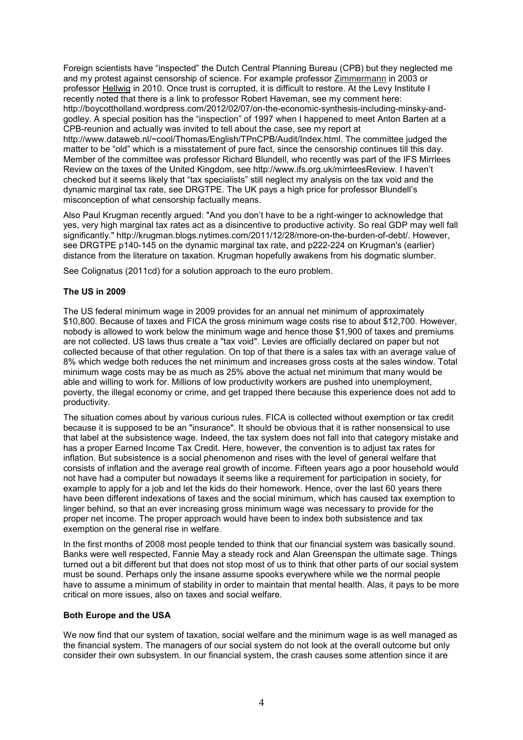Foreign scientists have "inspected" the Dutch Central Planning Bureau (CPB) but they neglected me and my protest against censorship of science. For example professor Zimmermann in 2003 or professor Hellwig in 2010. Once trust is corrupted, it is difficult to restore. At the Levy Institute I recently noted that there is a link to professor Robert Haveman, see my comment here: http://boycottholland.wordpress.com/2012/02/07/on-the-economic-synthesis-including-minsky-and-godley. A special position has the "inspection" of 1997 when I happened to meet Anton Barten at a CPB-reunion and actually was invited to tell about the case, see my report at http://www.dataweb.nl/~cool/Thomas/English/TPnCPB/Audit/Index.html. The committee judged the matter to be "old" which is a misstatement of pure fact, since the censorship continues till this day. Member of the committee was professor Richard Blundell, who recently was part of the IFS Mirrlees Review on the taxes of the United Kingdom, see http://www.ifs.org.uk/mirrleesReview. I haven't checked but it seems likely that "tax specialists" still neglect my analysis on the tax void and the dynamic marginal tax rate, see DRGTPE. The UK pays a high price for professor Blundell's misconception of what censorship factually means.

Also Paul Krugman recently argued: "And you don't have to be a right-winger to acknowledge that yes, very high marginal tax rates act as a disincentive to productive activity. So real GDP may well fall significantly." http://krugman.blogs.nytimes.com/2011/12/28/more-on-the-burden-of-debt/. However, see DRGTPE p140-145 on the dynamic marginal tax rate, and p222-224 on Krugman's (earlier) distance from the literature on taxation. Krugman hopefully awakens from his dogmatic slumber.

See Colignatus (2011cd) for a solution approach to the euro problem.

**The US in 2009**

The US federal minimum wage in 2009 provides for an annual net minimum of approximately $10,800. Because of taxes and FICA the gross minimum wage costs rise to about $12,700. However, nobody is allowed to work below the minimum wage and hence those $1,900 of taxes and premiums are not collected. US laws thus create a "tax void". Levies are officially declared on paper but not collected because of that other regulation. On top of that there is a sales tax with an average value of 8% which wedge both reduces the net minimum and increases gross costs at the sales window. Total minimum wage costs may be as much as 25% above the actual net minimum that many would be able and willing to work for. Millions of low productivity workers are pushed into unemployment, poverty, the illegal economy or crime, and get trapped there because this experience does not add to productivity.

The situation comes about by various curious rules. FICA is collected without exemption or tax credit because it is supposed to be an "insurance". It should be obvious that it is rather nonsensical to use that label at the subsistence wage. Indeed, the tax system does not fall into that category mistake and has a proper Earned Income Tax Credit. Here, however, the convention is to adjust tax rates for inflation. But subsistence is a social phenomenon and rises with the level of general welfare that consists of inflation and the average real growth of income. Fifteen years ago a poor household would not have had a computer but nowadays it seems like a requirement for participation in society, for example to apply for a job and let the kids do their homework. Hence, over the last 60 years there have been different indexations of taxes and the social minimum, which has caused tax exemption to linger behind, so that an ever increasing gross minimum wage was necessary to provide for the proper net income. The proper approach would have been to index both subsistence and tax exemption on the general rise in welfare.

In the first months of 2008 most people tended to think that our financial system was basically sound. Banks were well respected, Fannie May a steady rock and Alan Greenspan the ultimate sage. Things turned out a bit different but that does not stop most of us to think that other parts of our social system must be sound. Perhaps only the insane assume spooks everywhere while we the normal people have to assume a minimum of stability in order to maintain that mental health. Alas, it pays to be more critical on more issues, also on taxes and social welfare.

**Both Europe and the USA**

We now find that our system of taxation, social welfare and the minimum wage is as well managed as the financial system. The managers of our social system do not look at the overall outcome but only consider their own subsystem. In our financial system, the crash causes some attention since it are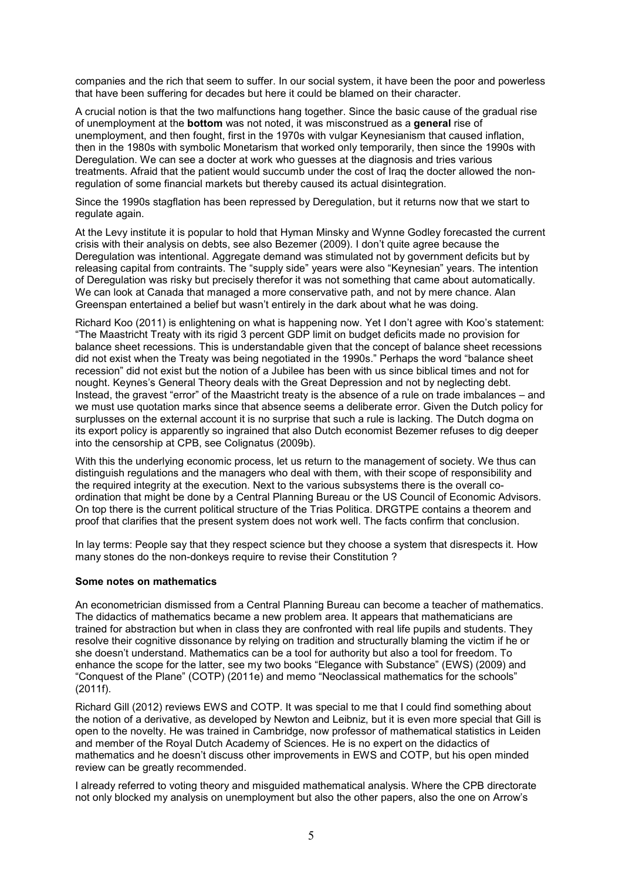companies and the rich that seem to suffer. In our social system, it have been the poor and powerless that have been suffering for decades but here it could be blamed on their character.

A crucial notion is that the two malfunctions hang together. Since the basic cause of the gradual rise of unemployment at the **bottom** was not noted, it was misconstrued as a **general** rise of unemployment, and then fought, first in the 1970s with vulgar Keynesianism that caused inflation, then in the 1980s with symbolic Monetarism that worked only temporarily, then since the 1990s with Deregulation. We can see a docter at work who guesses at the diagnosis and tries various treatments. Afraid that the patient would succumb under the cost of Iraq the docter allowed the non-regulation of some financial markets but thereby caused its actual disintegration.

Since the 1990s stagflation has been repressed by Deregulation, but it returns now that we start to regulate again.

At the Levy institute it is popular to hold that Hyman Minsky and Wynne Godley forecasted the current crisis with their analysis on debts, see also Bezemer (2009). I don't quite agree because the Deregulation was intentional. Aggregate demand was stimulated not by government deficits but by releasing capital from contraints. The "supply side" years were also "Keynesian" years. The intention of Deregulation was risky but precisely therefor it was not something that came about automatically. We can look at Canada that managed a more conservative path, and not by mere chance. Alan Greenspan entertained a belief but wasn't entirely in the dark about what he was doing.

Richard Koo (2011) is enlightening on what is happening now. Yet I don't agree with Koo's statement: "The Maastricht Treaty with its rigid 3 percent GDP limit on budget deficits made no provision for balance sheet recessions. This is understandable given that the concept of balance sheet recessions did not exist when the Treaty was being negotiated in the 1990s." Perhaps the word "balance sheet recession" did not exist but the notion of a Jubilee has been with us since biblical times and not for nought. Keynes's General Theory deals with the Great Depression and not by neglecting debt. Instead, the gravest "error" of the Maastricht treaty is the absence of a rule on trade imbalances – and we must use quotation marks since that absence seems a deliberate error. Given the Dutch policy for surplusses on the external account it is no surprise that such a rule is lacking. The Dutch dogma on its export policy is apparently so ingrained that also Dutch economist Bezemer refuses to dig deeper into the censorship at CPB, see Colignatus (2009b).

With this the underlying economic process, let us return to the management of society. We thus can distinguish regulations and the managers who deal with them, with their scope of responsibility and the required integrity at the execution. Next to the various subsystems there is the overall co-ordination that might be done by a Central Planning Bureau or the US Council of Economic Advisors. On top there is the current political structure of the Trias Politica. DRGTPE contains a theorem and proof that clarifies that the present system does not work well. The facts confirm that conclusion.

In lay terms: People say that they respect science but they choose a system that disrespects it. How many stones do the non-donkeys require to revise their Constitution ?

**Some notes on mathematics**

An econometrician dismissed from a Central Planning Bureau can become a teacher of mathematics. The didactics of mathematics became a new problem area. It appears that mathematicians are trained for abstraction but when in class they are confronted with real life pupils and students. They resolve their cognitive dissonance by relying on tradition and structurally blaming the victim if he or she doesn't understand. Mathematics can be a tool for authority but also a tool for freedom. To enhance the scope for the latter, see my two books "Elegance with Substance" (EWS) (2009) and "Conquest of the Plane" (COTP) (2011e) and memo "Neoclassical mathematics for the schools" (2011f).

Richard Gill (2012) reviews EWS and COTP. It was special to me that I could find something about the notion of a derivative, as developed by Newton and Leibniz, but it is even more special that Gill is open to the novelty. He was trained in Cambridge, now professor of mathematical statistics in Leiden and member of the Royal Dutch Academy of Sciences. He is no expert on the didactics of mathematics and he doesn't discuss other improvements in EWS and COTP, but his open minded review can be greatly recommended.

I already referred to voting theory and misguided mathematical analysis. Where the CPB directorate not only blocked my analysis on unemployment but also the other papers, also the one on Arrow's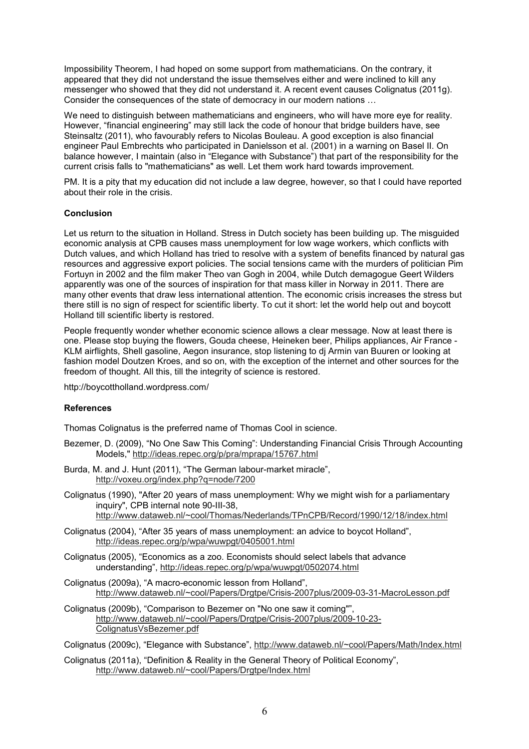Impossibility Theorem, I had hoped on some support from mathematicians. On the contrary, it appeared that they did not understand the issue themselves either and were inclined to kill any messenger who showed that they did not understand it. A recent event causes Colignatus (2011g). Consider the consequences of the state of democracy in our modern nations …

We need to distinguish between mathematicians and engineers, who will have more eye for reality. However, "financial engineering" may still lack the code of honour that bridge builders have, see Steinsaltz (2011), who favourably refers to Nicolas Bouleau. A good exception is also financial engineer Paul Embrechts who participated in Danielsson et al. (2001) in a warning on Basel II. On balance however, I maintain (also in "Elegance with Substance") that part of the responsibility for the current crisis falls to "mathematicians" as well. Let them work hard towards improvement.

PM. It is a pity that my education did not include a law degree, however, so that I could have reported about their role in the crisis.

**Conclusion**

Let us return to the situation in Holland. Stress in Dutch society has been building up. The misguided economic analysis at CPB causes mass unemployment for low wage workers, which conflicts with Dutch values, and which Holland has tried to resolve with a system of benefits financed by natural gas resources and aggressive export policies. The social tensions came with the murders of politician Pim Fortuyn in 2002 and the film maker Theo van Gogh in 2004, while Dutch demagogue Geert Wilders apparently was one of the sources of inspiration for that mass killer in Norway in 2011. There are many other events that draw less international attention. The economic crisis increases the stress but there still is no sign of respect for scientific liberty. To cut it short: let the world help out and boycott Holland till scientific liberty is restored.

People frequently wonder whether economic science allows a clear message. Now at least there is one. Please stop buying the flowers, Gouda cheese, Heineken beer, Philips appliances, Air France - KLM airflights, Shell gasoline, Aegon insurance, stop listening to dj Armin van Buuren or looking at fashion model Doutzen Kroes, and so on, with the exception of the internet and other sources for the freedom of thought. All this, till the integrity of science is restored.

http://boycottholland.wordpress.com/

**References**

Thomas Colignatus is the preferred name of Thomas Cool in science.

Bezemer, D. (2009), "No One Saw This Coming": Understanding Financial Crisis Through Accounting Models," http://ideas.repec.org/p/pra/mprapa/15767.html

Burda, M. and J. Hunt (2011), "The German labour-market miracle", http://voxeu.org/index.php?q=node/7200

Colignatus (1990), "After 20 years of mass unemployment: Why we might wish for a parliamentary inquiry", CPB internal note 90-III-38, http://www.dataweb.nl/~cool/Thomas/Nederlands/TPnCPB/Record/1990/12/18/index.html

Colignatus (2004), "After 35 years of mass unemployment: an advice to boycot Holland", http://ideas.repec.org/p/wpa/wuwpgt/0405001.html

Colignatus (2005), "Economics as a zoo. Economists should select labels that advance understanding", http://ideas.repec.org/p/wpa/wuwpgt/0502074.html

Colignatus (2009a), "A macro-economic lesson from Holland", http://www.dataweb.nl/~cool/Papers/Drgtpe/Crisis-2007plus/2009-03-31-MacroLesson.pdf

Colignatus (2009b), "Comparison to Bezemer on "No one saw it coming"", http://www.dataweb.nl/~cool/Papers/Drgtpe/Crisis-2007plus/2009-10-23-ColignatusVsBezemer.pdf

Colignatus (2009c), "Elegance with Substance", http://www.dataweb.nl/~cool/Papers/Math/Index.html

Colignatus (2011a), "Definition & Reality in the General Theory of Political Economy", http://www.dataweb.nl/~cool/Papers/Drgtpe/Index.html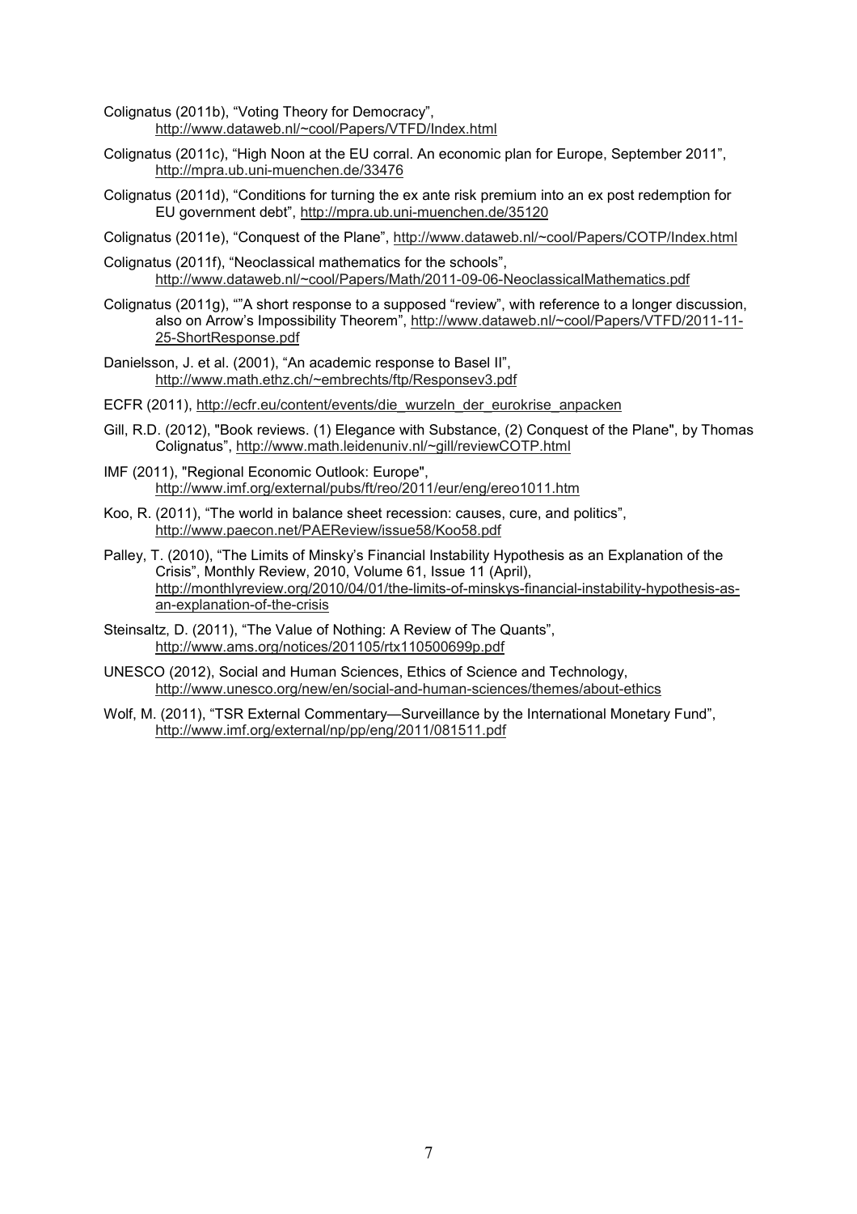Colignatus (2011b), “Voting Theory for Democracy”, http://www.dataweb.nl/~cool/Papers/VTFD/Index.html

Colignatus (2011c), “High Noon at the EU corral. An economic plan for Europe, September 2011”, http://mpra.ub.uni-muenchen.de/33476

Colignatus (2011d), “Conditions for turning the ex ante risk premium into an ex post redemption for EU government debt”, http://mpra.ub.uni-muenchen.de/35120

Colignatus (2011e), “Conquest of the Plane”, http://www.dataweb.nl/~cool/Papers/COTP/Index.html

Colignatus (2011f), “Neoclassical mathematics for the schools”, http://www.dataweb.nl/~cool/Papers/Math/2011-09-06-NeoclassicalMathematics.pdf

Colignatus (2011g), “”A short response to a supposed “review”, with reference to a longer discussion, also on Arrow’s Impossibility Theorem”, http://www.dataweb.nl/~cool/Papers/VTFD/2011-11-25-ShortResponse.pdf

Danielsson, J. et al. (2001), “An academic response to Basel II”, http://www.math.ethz.ch/~embrechts/ftp/Responsev3.pdf

ECFR (2011), http://ecfr.eu/content/events/die_wurzeln_der_eurokrise_anpacken

Gill, R.D. (2012), "Book reviews. (1) Elegance with Substance, (2) Conquest of the Plane", by Thomas Colignatus”, http://www.math.leidenuniv.nl/~gill/reviewCOTP.html

IMF (2011), "Regional Economic Outlook: Europe", http://www.imf.org/external/pubs/ft/reo/2011/eur/eng/ereo1011.htm

Koo, R. (2011), “The world in balance sheet recession: causes, cure, and politics”, http://www.paecon.net/PAEReview/issue58/Koo58.pdf

Palley, T. (2010), “The Limits of Minsky’s Financial Instability Hypothesis as an Explanation of the Crisis”, Monthly Review, 2010, Volume 61, Issue 11 (April), http://monthlyreview.org/2010/04/01/the-limits-of-minskys-financial-instability-hypothesis-as-an-explanation-of-the-crisis

Steinsaltz, D. (2011), “The Value of Nothing: A Review of The Quants”, http://www.ams.org/notices/201105/rtx110500699p.pdf

UNESCO (2012), Social and Human Sciences, Ethics of Science and Technology, http://www.unesco.org/new/en/social-and-human-sciences/themes/about-ethics

Wolf, M. (2011), “TSR External Commentary—Surveillance by the International Monetary Fund”, http://www.imf.org/external/np/pp/eng/2011/081511.pdf